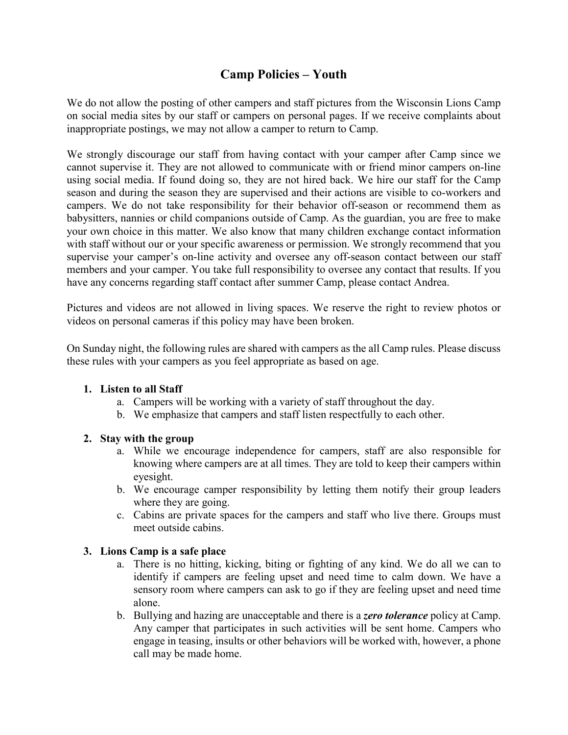# Camp Policies – Youth

We do not allow the posting of other campers and staff pictures from the Wisconsin Lions Camp on social media sites by our staff or campers on personal pages. If we receive complaints about inappropriate postings, we may not allow a camper to return to Camp.

We strongly discourage our staff from having contact with your camper after Camp since we cannot supervise it. They are not allowed to communicate with or friend minor campers on-line using social media. If found doing so, they are not hired back. We hire our staff for the Camp season and during the season they are supervised and their actions are visible to co-workers and campers. We do not take responsibility for their behavior off-season or recommend them as babysitters, nannies or child companions outside of Camp. As the guardian, you are free to make your own choice in this matter. We also know that many children exchange contact information with staff without our or your specific awareness or permission. We strongly recommend that you supervise your camper's on-line activity and oversee any off-season contact between our staff members and your camper. You take full responsibility to oversee any contact that results. If you have any concerns regarding staff contact after summer Camp, please contact Andrea.

Pictures and videos are not allowed in living spaces. We reserve the right to review photos or videos on personal cameras if this policy may have been broken.

On Sunday night, the following rules are shared with campers as the all Camp rules. Please discuss these rules with your campers as you feel appropriate as based on age.

1. **Listen to all Staff**
   a. Campers will be working with a variety of staff throughout the day.
   b. We emphasize that campers and staff listen respectfully to each other.

2. **Stay with the group**
   a. While we encourage independence for campers, staff are also responsible for knowing where campers are at all times. They are told to keep their campers within eyesight.
   b. We encourage camper responsibility by letting them notify their group leaders where they are going.
   c. Cabins are private spaces for the campers and staff who live there. Groups must meet outside cabins.

3. **Lions Camp is a safe place**
   a. There is no hitting, kicking, biting or fighting of any kind. We do all we can to identify if campers are feeling upset and need time to calm down. We have a sensory room where campers can ask to go if they are feeling upset and need time alone.
   b. Bullying and hazing are unacceptable and there is a ***zero tolerance*** policy at Camp. Any camper that participates in such activities will be sent home. Campers who engage in teasing, insults or other behaviors will be worked with, however, a phone call may be made home.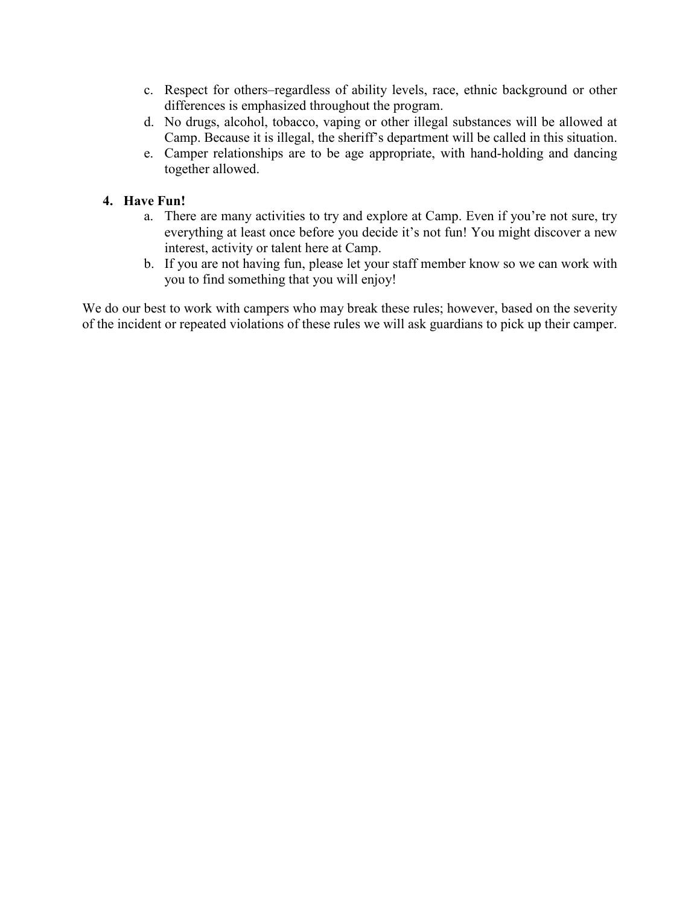c. Respect for others–regardless of ability levels, race, ethnic background or other differences is emphasized throughout the program.
d. No drugs, alcohol, tobacco, vaping or other illegal substances will be allowed at Camp. Because it is illegal, the sheriff's department will be called in this situation.
e. Camper relationships are to be age appropriate, with hand-holding and dancing together allowed.

4. **Have Fun!**
    a. There are many activities to try and explore at Camp. Even if you're not sure, try everything at least once before you decide it's not fun! You might discover a new interest, activity or talent here at Camp.
    b. If you are not having fun, please let your staff member know so we can work with you to find something that you will enjoy!

We do our best to work with campers who may break these rules; however, based on the severity of the incident or repeated violations of these rules we will ask guardians to pick up their camper.